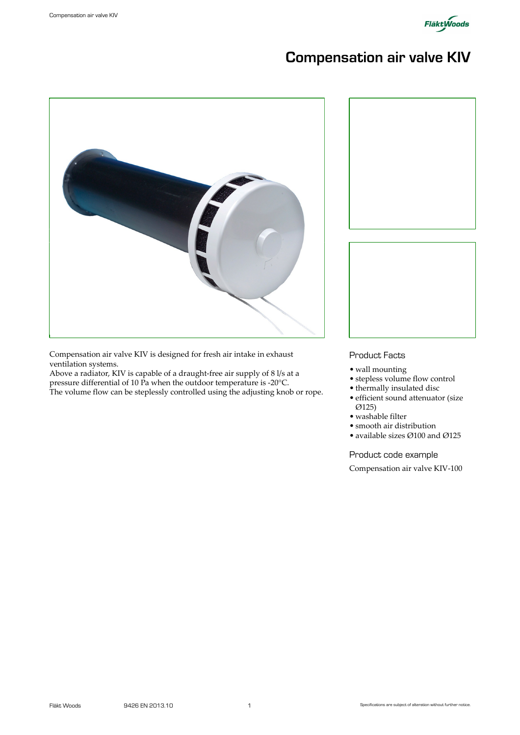# Compensation air valve KIV

Compensation air valve KIV is designed for fresh air intake in exhaust ventilation systems.
Above a radiator, KIV is capable of a draught-free air supply of 8 l/s at a pressure differential of 10 Pa when the outdoor temperature is -20°C.
The volume flow can be steplessly controlled using the adjusting knob or rope.

### Product Facts

- wall mounting
- stepless volume flow control
- thermally insulated disc
- efficient sound attenuator (size Ø125)
- washable filter
- smooth air distribution
- available sizes Ø100 and Ø125

### Product code example

Compensation air valve KIV-100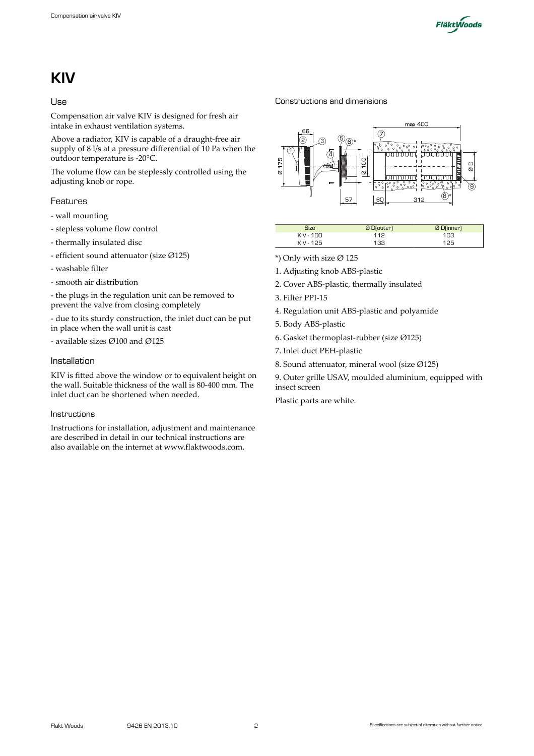# KIV

## Use

Compensation air valve KIV is designed for fresh air intake in exhaust ventilation systems.

Above a radiator, KIV is capable of a draught-free air supply of 8 l/s at a pressure differential of 10 Pa when the outdoor temperature is -20°C.

The volume flow can be steplessly controlled using the adjusting knob or rope.

## Features

- wall mounting
- stepless volume flow control
- thermally insulated disc
- efficient sound attenuator (size Ø125)
- washable filter
- smooth air distribution
- the plugs in the regulation unit can be removed to prevent the valve from closing completely
- due to its sturdy construction, the inlet duct can be put in place when the wall unit is cast
- available sizes Ø100 and Ø125

## Installation

KIV is fitted above the window or to equivalent height on the wall. Suitable thickness of the wall is 80-400 mm. The inlet duct can be shortened when needed.

### Instructions

Instructions for installation, adjustment and maintenance are described in detail in our technical instructions are also available on the internet at www.flaktwoods.com.

## Constructions and dimensions

| Size | Ø D(outer) | Ø D(inner) |
|---|---|---|
| KIV - 100 | 112 | 103 |
| KIV - 125 | 133 | 125 |

*) Only with size Ø 125

1. Adjusting knob ABS-plastic
2. Cover ABS-plastic, thermally insulated
3. Filter PPI-15
4. Regulation unit ABS-plastic and polyamide
5. Body ABS-plastic
6. Gasket thermoplast-rubber (size Ø125)
7. Inlet duct PEH-plastic
8. Sound attenuator, mineral wool (size Ø125)
9. Outer grille USAV, moulded aluminium, equipped with insect screen

Plastic parts are white.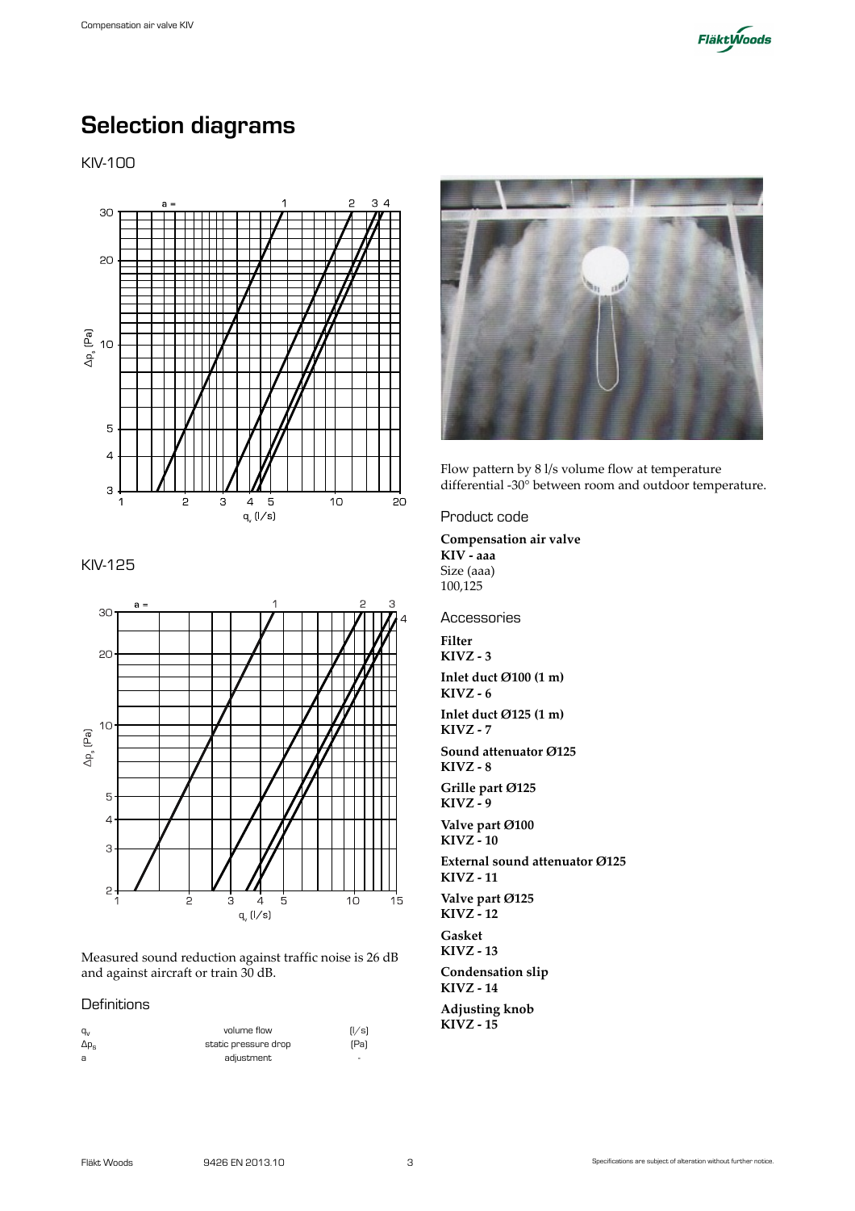# Selection diagrams

KIV-100

a = 1 2 3 4

30
20
10
5
4
3

$\Delta p_s$ (Pa)

1 2 3 4 5 10 20

$q_v$ (l/s)

KIV-125

a = 1 2 3 4

30
20
10
5
4
3
2

$\Delta p_s$ (Pa)

1 2 3 4 5 10 15

$q_v$ (l/s)

Measured sound reduction against traffic noise is 26 dB and against aircraft or train 30 dB.

## Definitions

| | | |
|---|---|---|
| $q_v$ | volume flow | (l/s) |
| $\Delta p_s$ | static pressure drop | (Pa) |
| a | adjustment | - |

Flow pattern by 8 l/s volume flow at temperature differential -30° between room and outdoor temperature.

## Product code

**Compensation air valve**
**KIV - aaa**
Size (aaa)
100,125

## Accessories

**Filter**
**KIVZ - 3**

**Inlet duct Ø100 (1 m)**
**KIVZ - 6**

**Inlet duct Ø125 (1 m)**
**KIVZ - 7**

**Sound attenuator Ø125**
**KIVZ - 8**

**Grille part Ø125**
**KIVZ - 9**

**Valve part Ø100**
**KIVZ - 10**

**External sound attenuator Ø125**
**KIVZ - 11**

**Valve part Ø125**
**KIVZ - 12**

**Gasket**
**KIVZ - 13**

**Condensation slip**
**KIVZ - 14**

**Adjusting knob**
**KIVZ - 15**